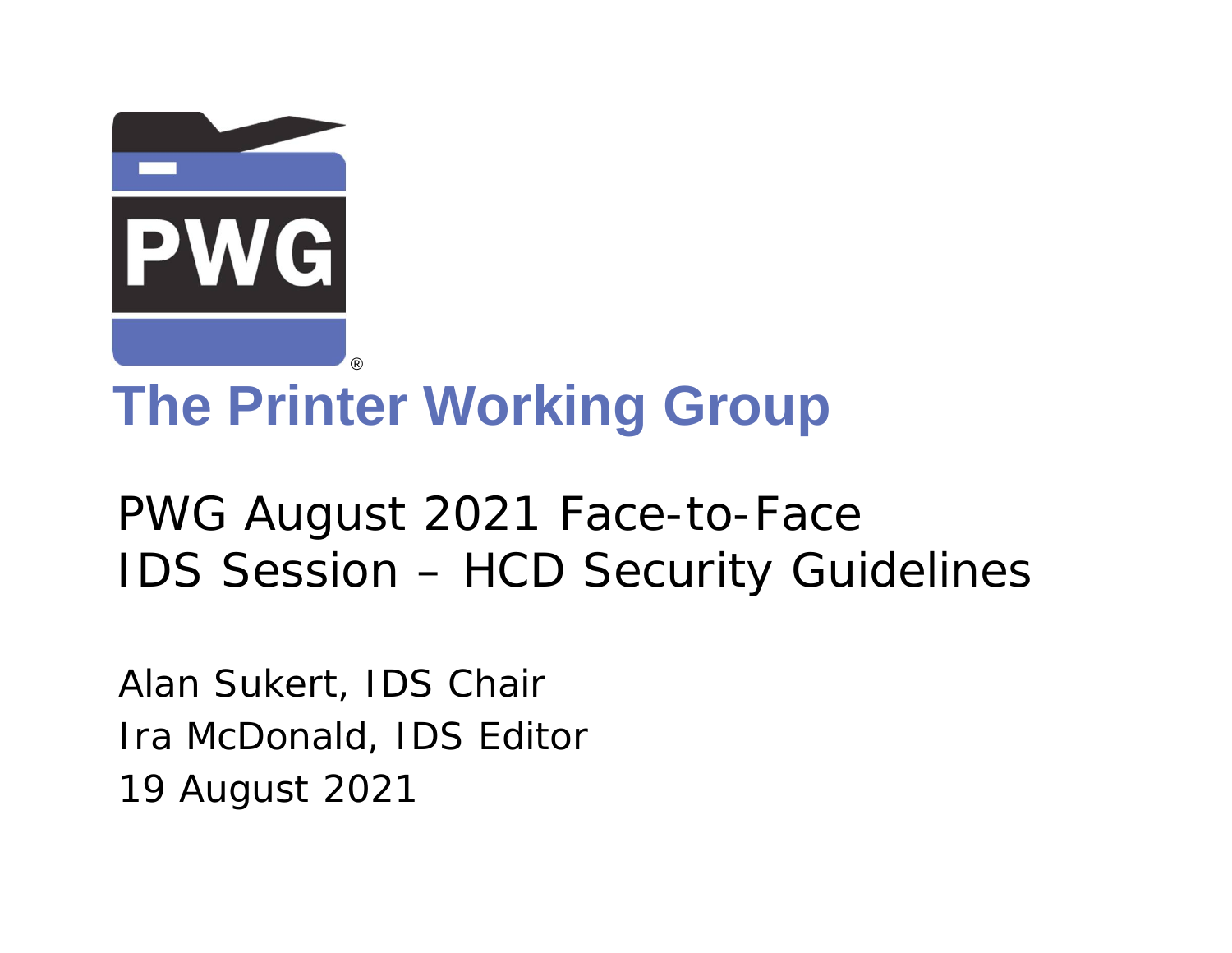PWG®

# The Printer Working Group

## PWG August 2021 Face-to-Face
## IDS Session – HCD Security Guidelines

Alan Sukert, IDS Chair

Ira McDonald, IDS Editor

19 August 2021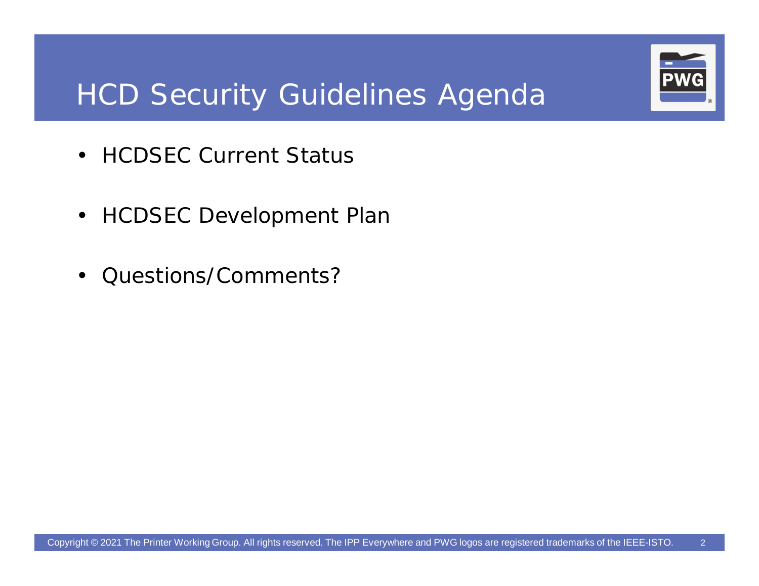# HCD Security Guidelines Agenda

- HCDSEC Current Status
- HCDSEC Development Plan
- Questions/Comments?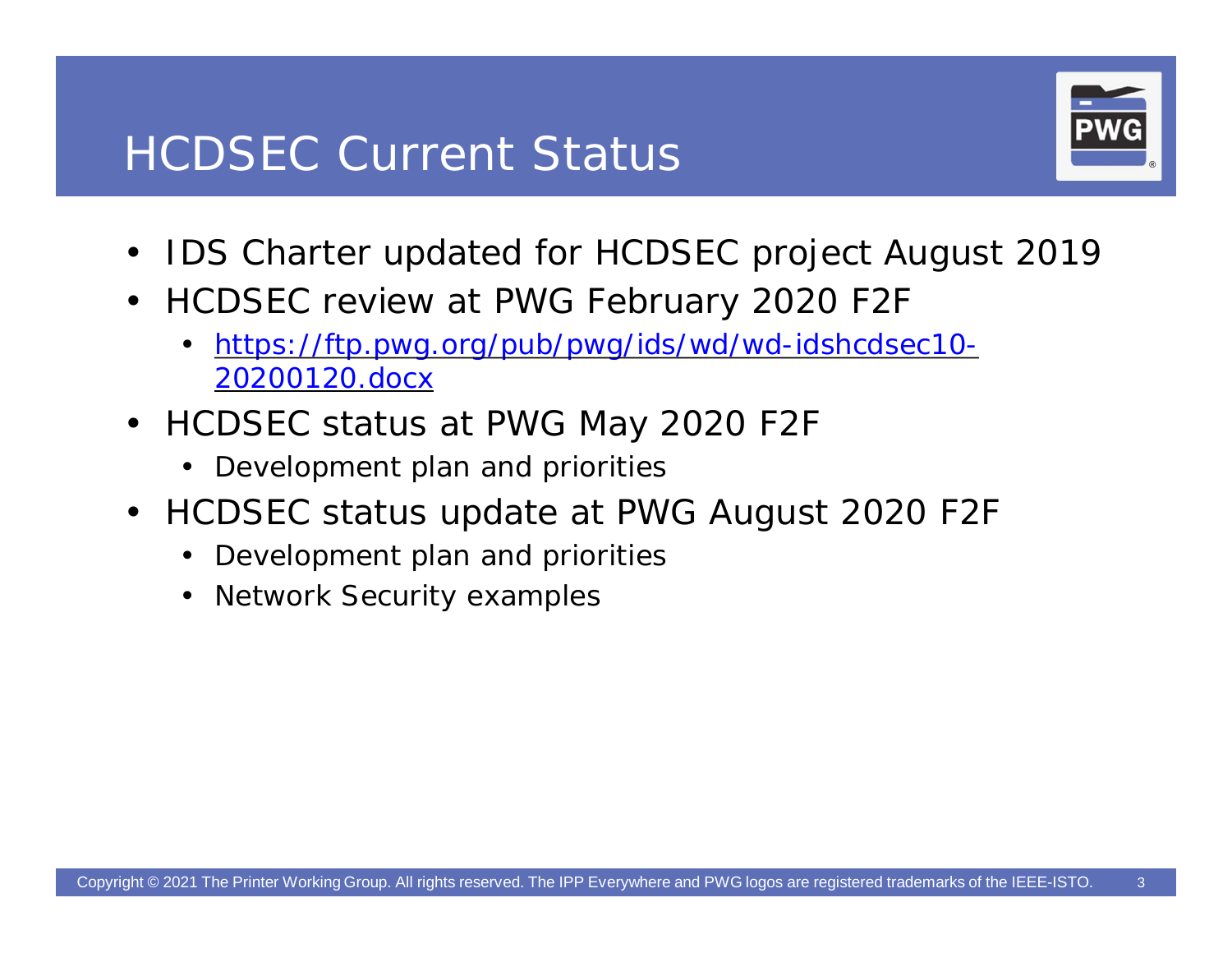# HCDSEC Current Status

- IDS Charter updated for HCDSEC project August 2019
- HCDSEC review at PWG February 2020 F2F
  - [https://ftp.pwg.org/pub/pwg/ids/wd/wd-idshcdsec10-20200120.docx](https://ftp.pwg.org/pub/pwg/ids/wd/wd-idshcdsec10-20200120.docx)
- HCDSEC status at PWG May 2020 F2F
  - Development plan and priorities
- HCDSEC status update at PWG August 2020 F2F
  - Development plan and priorities
  - Network Security examples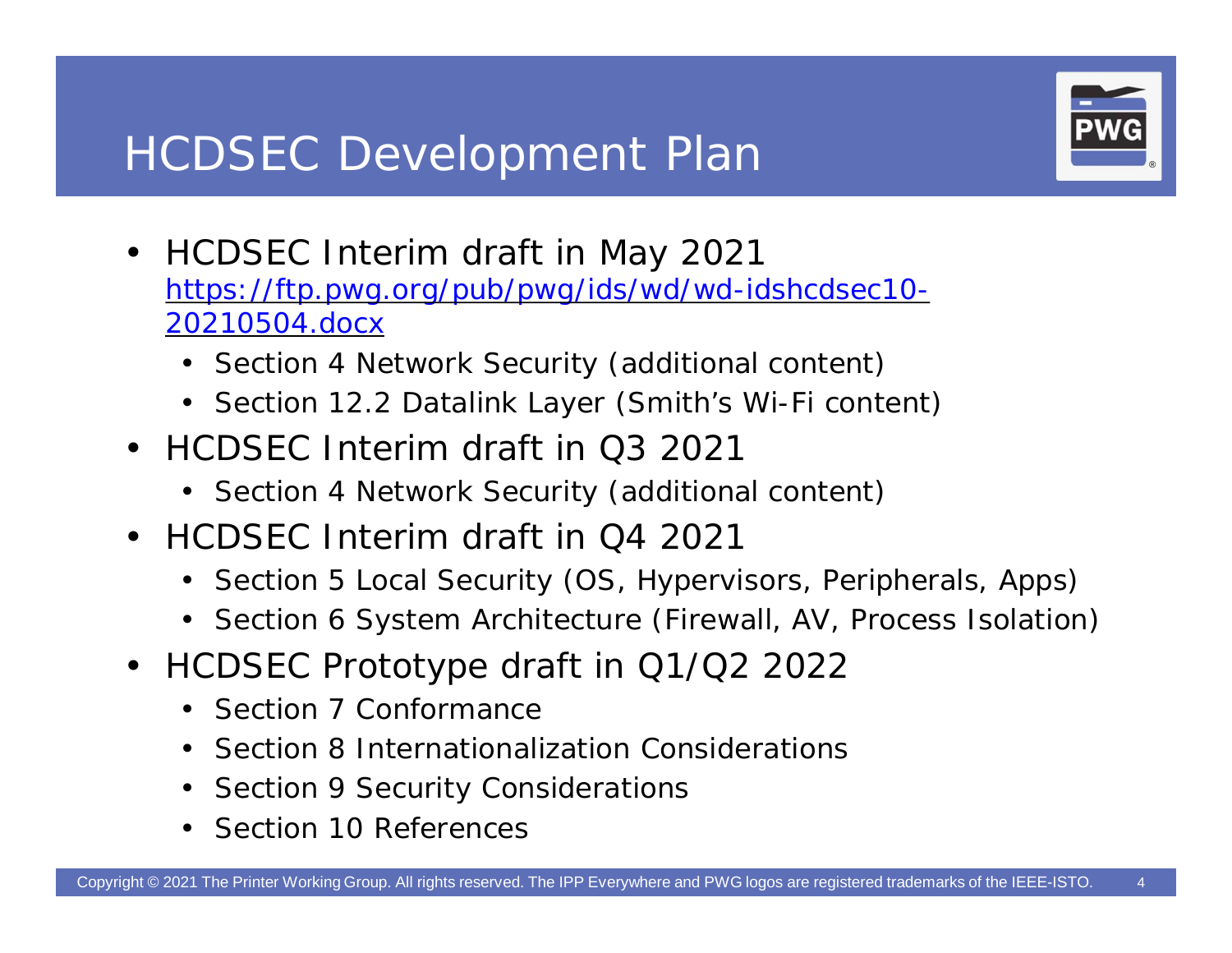# HCDSEC Development Plan

- HCDSEC Interim draft in May 2021 [https://ftp.pwg.org/pub/pwg/ids/wd/wd-idshcdsec10-20210504.docx](https://ftp.pwg.org/pub/pwg/ids/wd/wd-idshcdsec10-20210504.docx)
  - Section 4 Network Security (additional content)
  - Section 12.2 Datalink Layer (Smith's Wi-Fi content)
- HCDSEC Interim draft in Q3 2021
  - Section 4 Network Security (additional content)
- HCDSEC Interim draft in Q4 2021
  - Section 5 Local Security (OS, Hypervisors, Peripherals, Apps)
  - Section 6 System Architecture (Firewall, AV, Process Isolation)
- HCDSEC Prototype draft in Q1/Q2 2022
  - Section 7 Conformance
  - Section 8 Internationalization Considerations
  - Section 9 Security Considerations
  - Section 10 References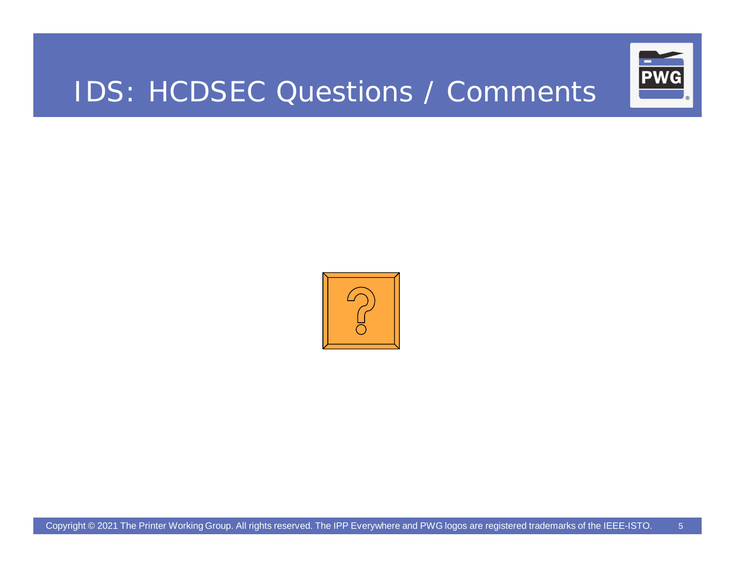# IDS: HCDSEC Questions / Comments